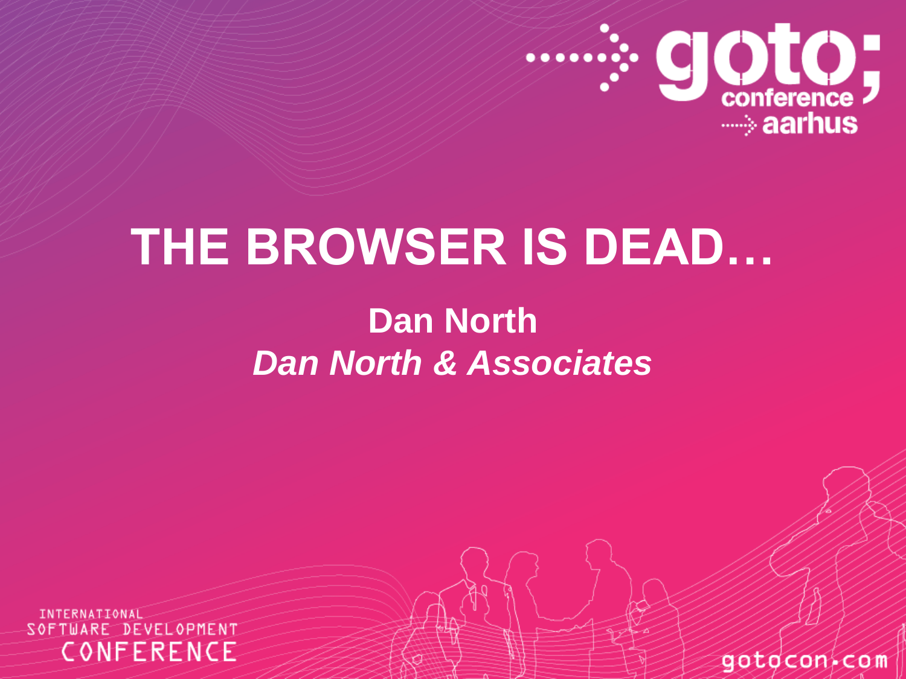# THE BROWSER IS DEAD…

**Dan North**

***Dan North & Associates***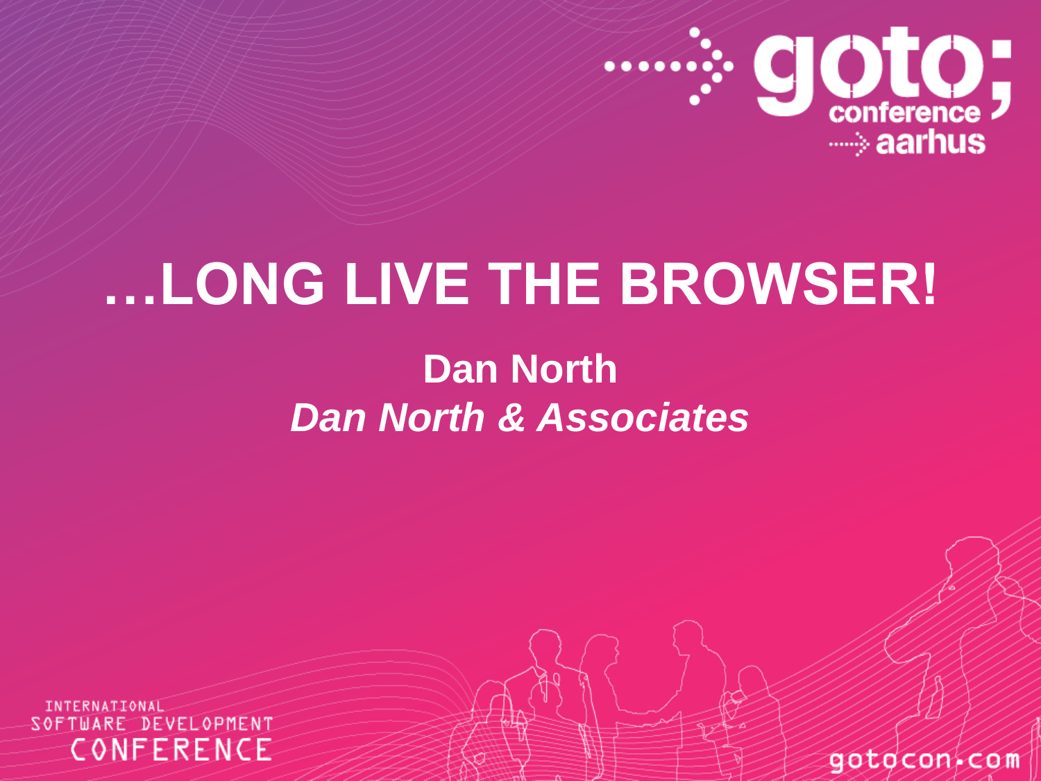# …LONG LIVE THE BROWSER!

**Dan North**

***Dan North & Associates***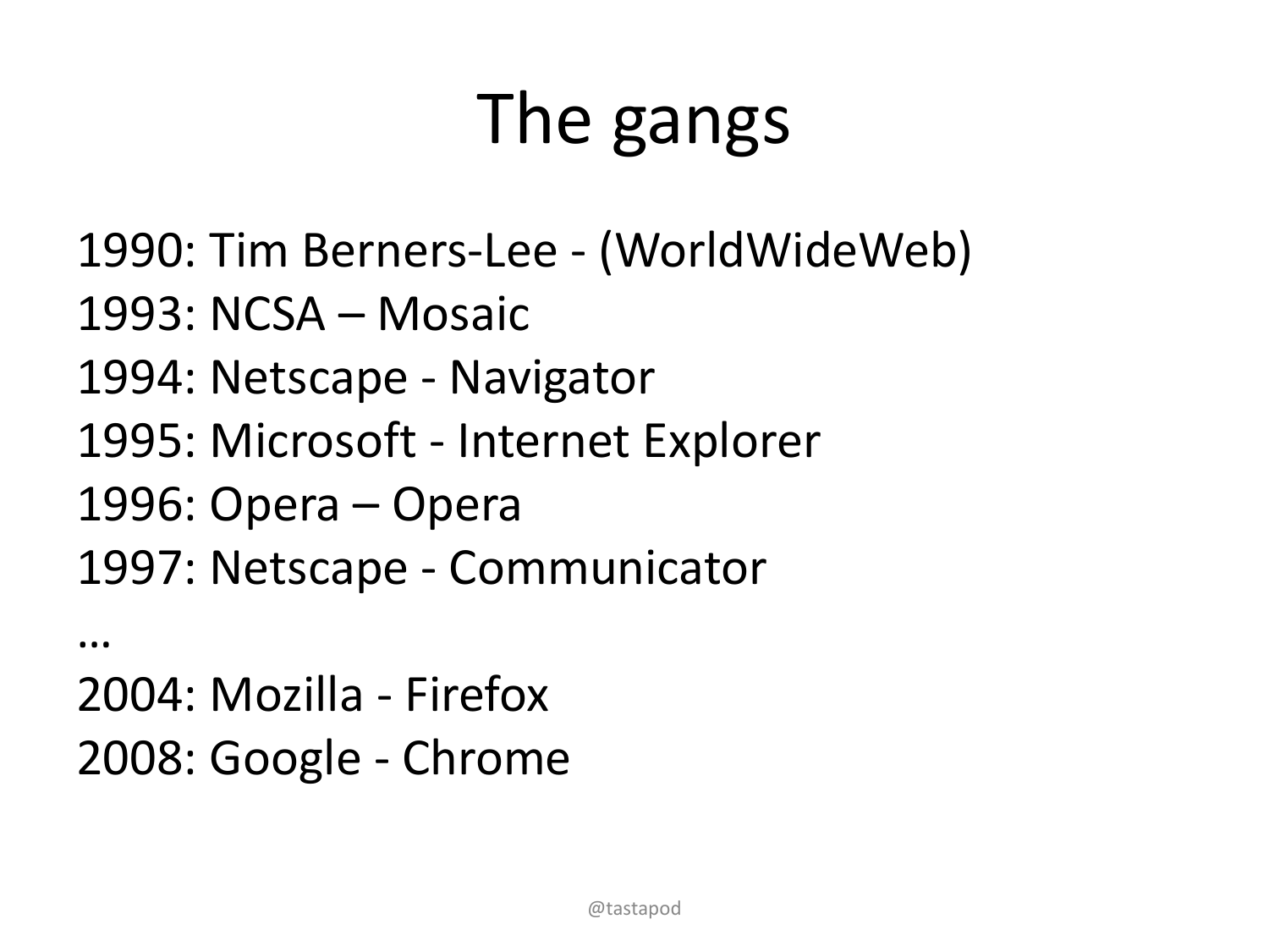# The gangs

1990: Tim Berners-Lee - (WorldWideWeb)
1993: NCSA – Mosaic
1994: Netscape - Navigator
1995: Microsoft - Internet Explorer
1996: Opera – Opera
1997: Netscape - Communicator
…
2004: Mozilla - Firefox
2008: Google - Chrome

@tastapod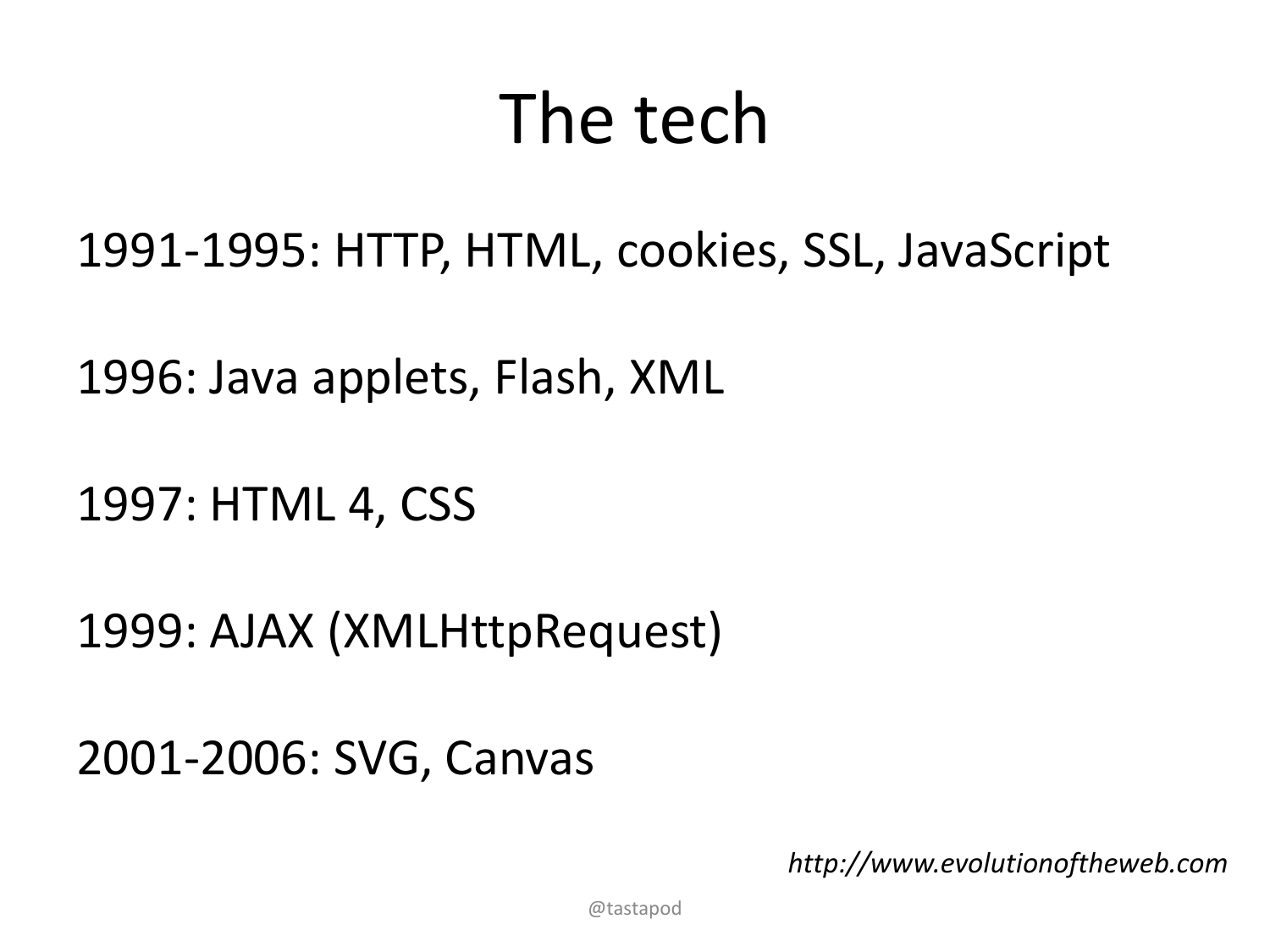# The tech

1991-1995: HTTP, HTML, cookies, SSL, JavaScript

1996: Java applets, Flash, XML

1997: HTML 4, CSS

1999: AJAX (XMLHttpRequest)

2001-2006: SVG, Canvas

*http://www.evolutionoftheweb.com*

@tastapod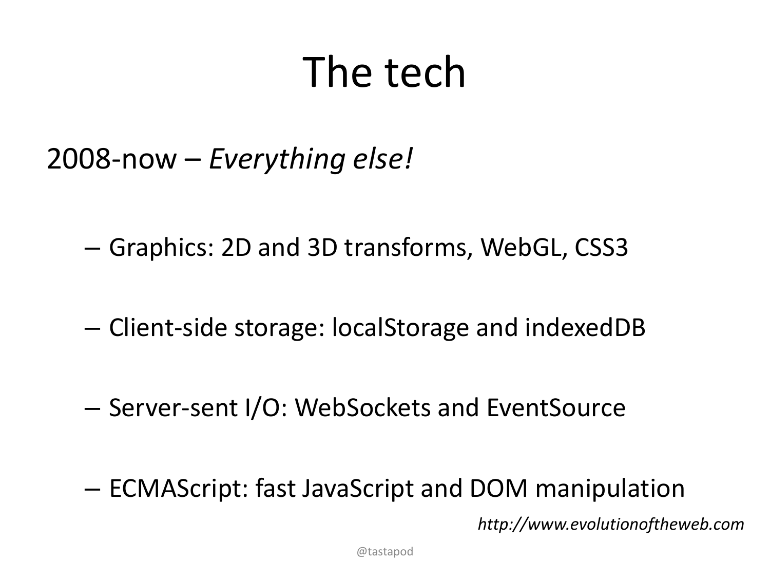# The tech

2008-now – *Everything else!*

- Graphics: 2D and 3D transforms, WebGL, CSS3
- Client-side storage: localStorage and indexedDB
- Server-sent I/O: WebSockets and EventSource
- ECMAScript: fast JavaScript and DOM manipulation

*http://www.evolutionoftheweb.com*

@tastapod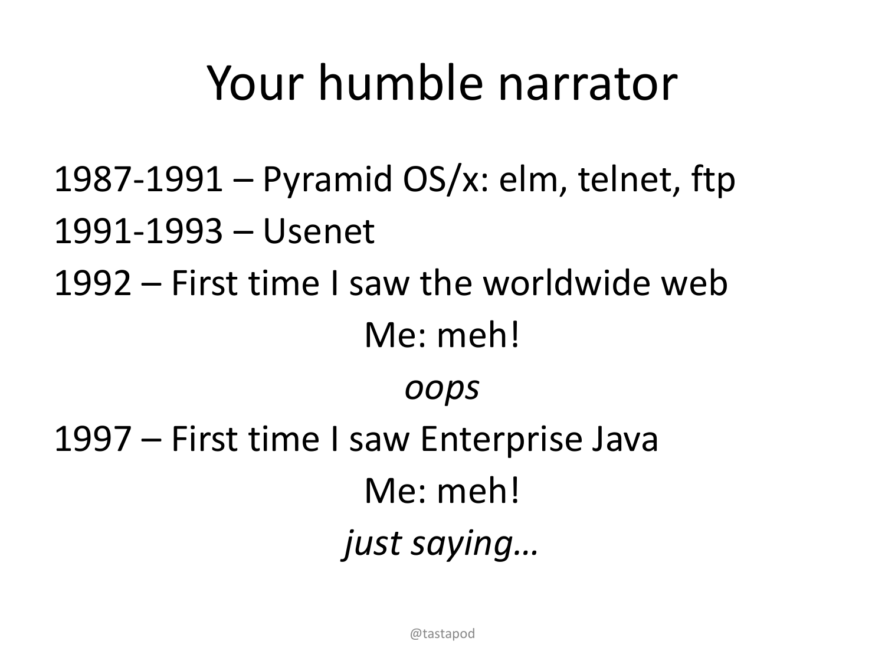# Your humble narrator

1987-1991 – Pyramid OS/x: elm, telnet, ftp

1991-1993 – Usenet

1992 – First time I saw the worldwide web

Me: meh!

*oops*

1997 – First time I saw Enterprise Java

Me: meh!

*just saying…*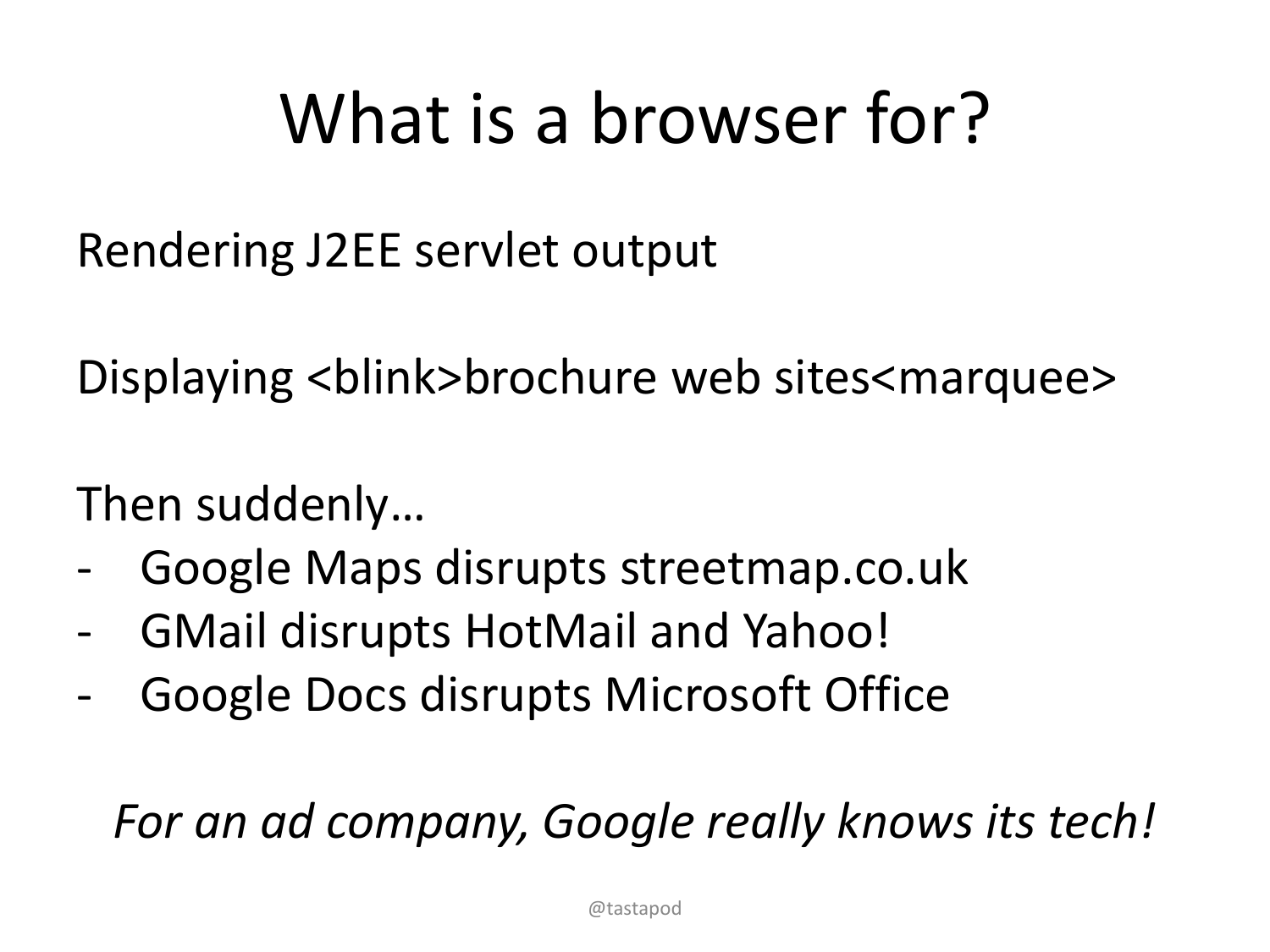# What is a browser for?

Rendering J2EE servlet output

Displaying <blink>brochure web sites<marquee>

Then suddenly…

- Google Maps disrupts streetmap.co.uk
- GMail disrupts HotMail and Yahoo!
- Google Docs disrupts Microsoft Office

*For an ad company, Google really knows its tech!*

@tastapod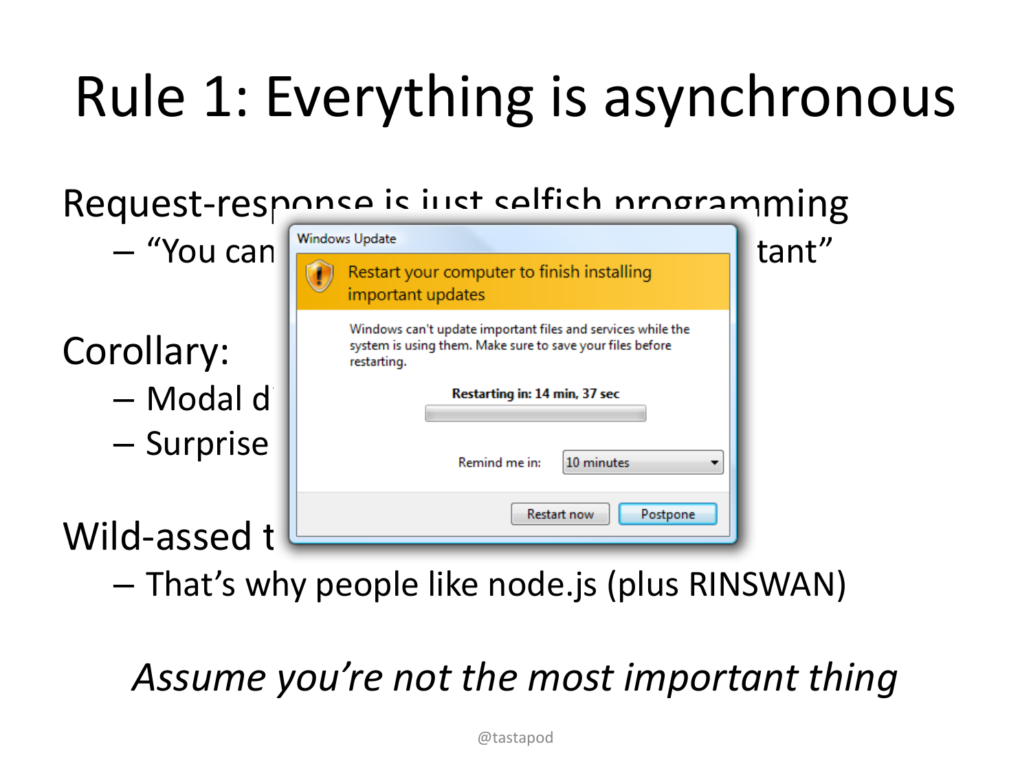# Rule 1: Everything is asynchronous

Request-response is just selfish programming

- "You can ... tant"

Corollary:

- Modal d
- Surprise

Windows Update

Restart your computer to finish installing important updates

Windows can't update important files and services while the system is using them. Make sure to save your files before restarting.

**Restarting in: 14 min, 37 sec**

Remind me in: 10 minutes

Restart now | Postpone

Wild-assed t

- That's why people like node.js (plus RINSWAN)

*Assume you're not the most important thing*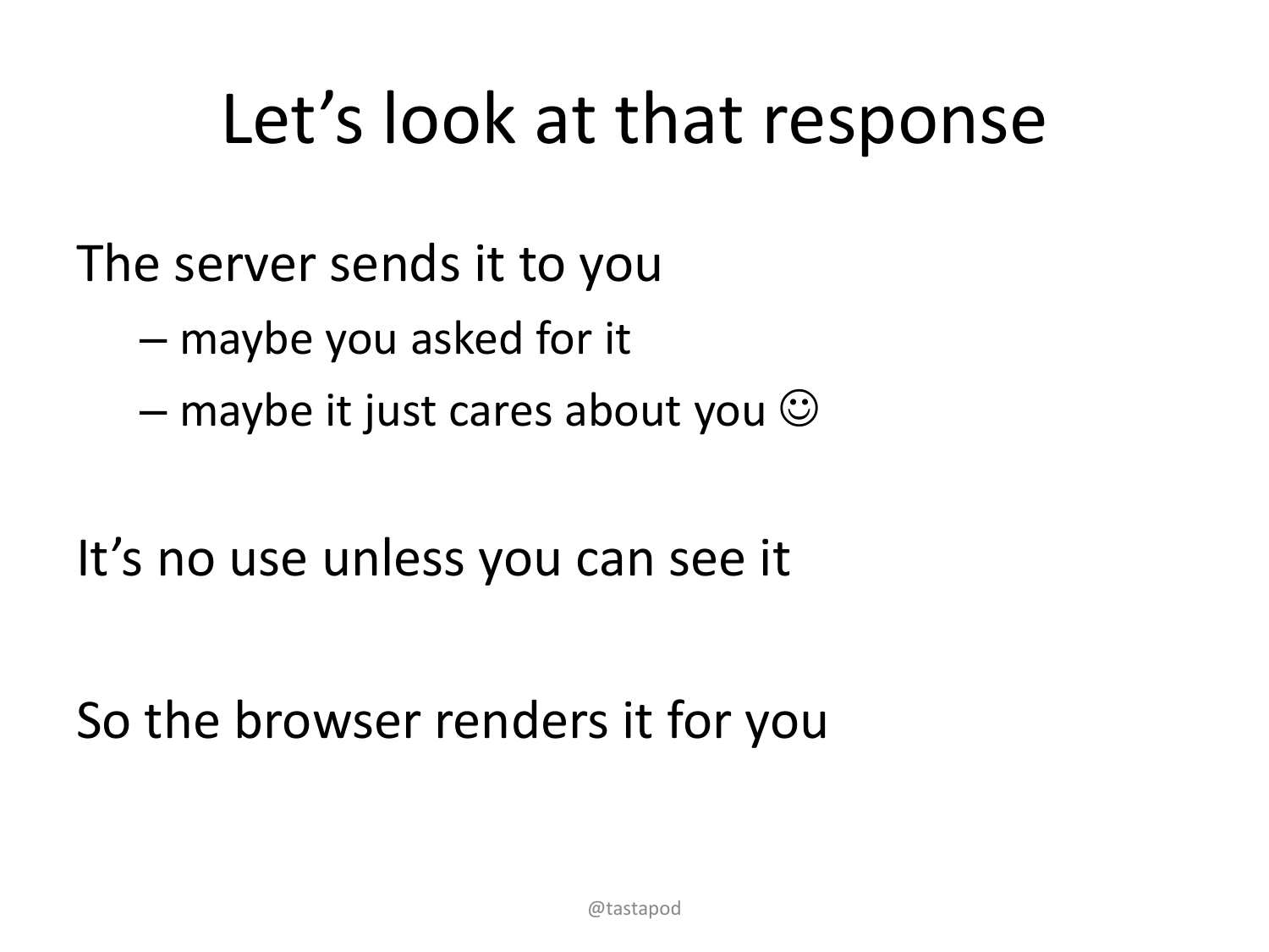# Let's look at that response

The server sends it to you

- maybe you asked for it
- maybe it just cares about you ☺

It's no use unless you can see it

So the browser renders it for you

@tastapod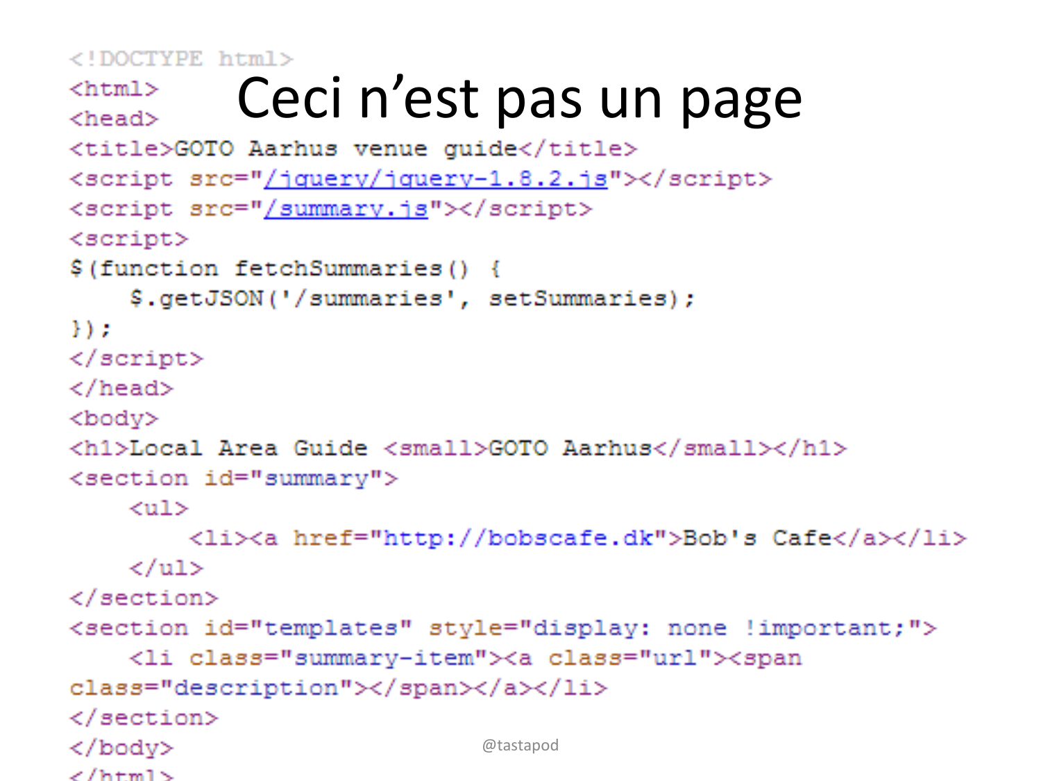# Ceci n’est pas un page

```html
<!DOCTYPE html>
<html>
<head>
<title>GOTO Aarhus venue guide</title>
<script src="/jquery/jquery-1.8.2.js"></script>
<script src="/summary.js"></script>
<script>
$(function fetchSummaries() {
    $.getJSON('/summaries', setSummaries);
});
</script>
</head>
<body>
<h1>Local Area Guide <small>GOTO Aarhus</small></h1>
<section id="summary">
    <ul>
        <li><a href="http://bobscafe.dk">Bob's Cafe</a></li>
    </ul>
</section>
<section id="templates" style="display: none !important;">
    <li class="summary-item"><a class="url"><span
class="description"></span></a></li>
</section>
</body>
</html>
```

@tastapod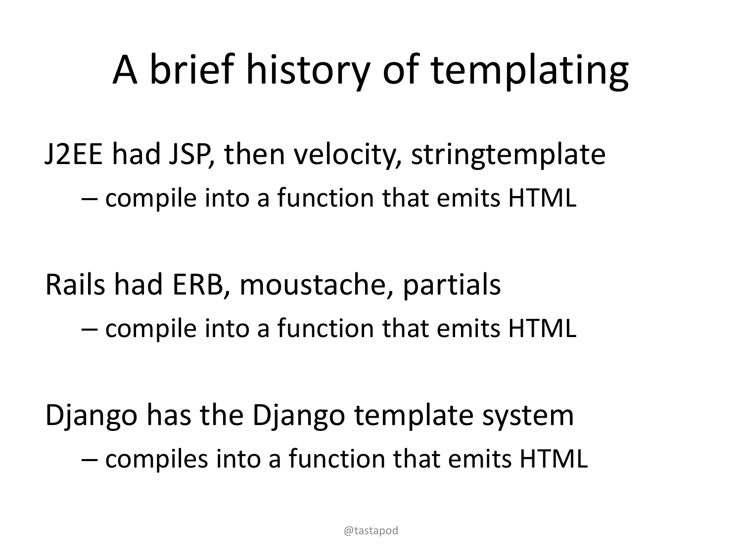# A brief history of templating

J2EE had JSP, then velocity, stringtemplate

- compile into a function that emits HTML

Rails had ERB, moustache, partials

- compile into a function that emits HTML

Django has the Django template system

- compiles into a function that emits HTML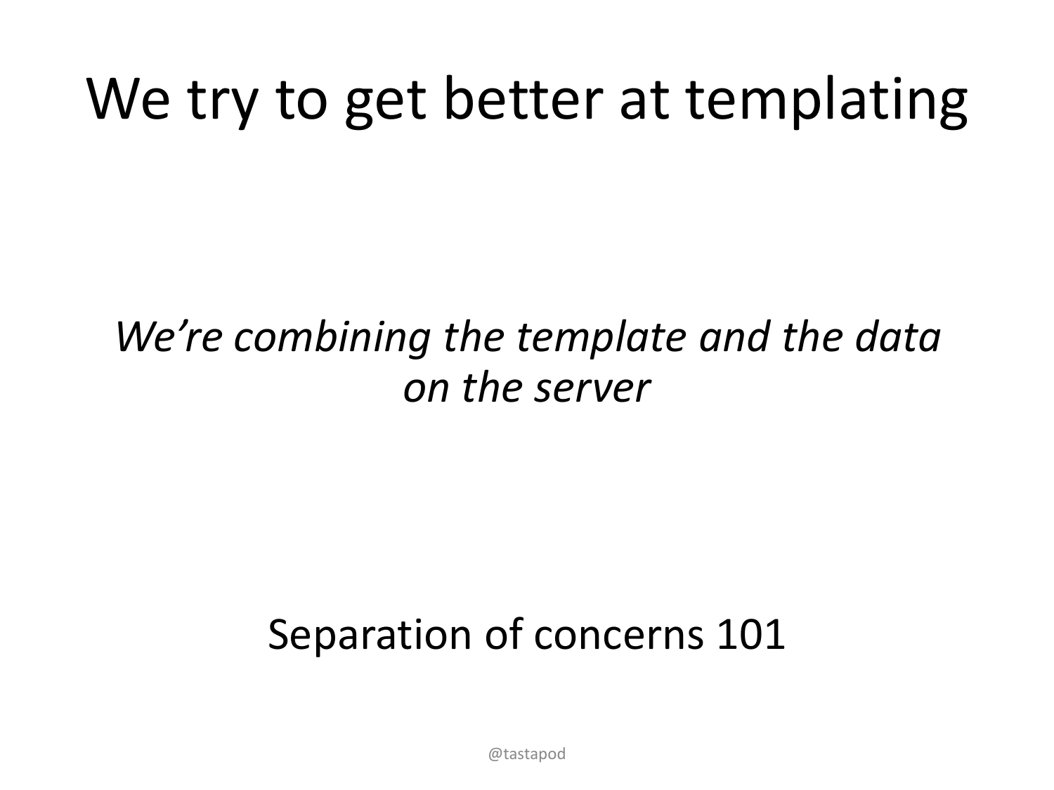# We try to get better at templating

*We're combining the template and the data on the server*

Separation of concerns 101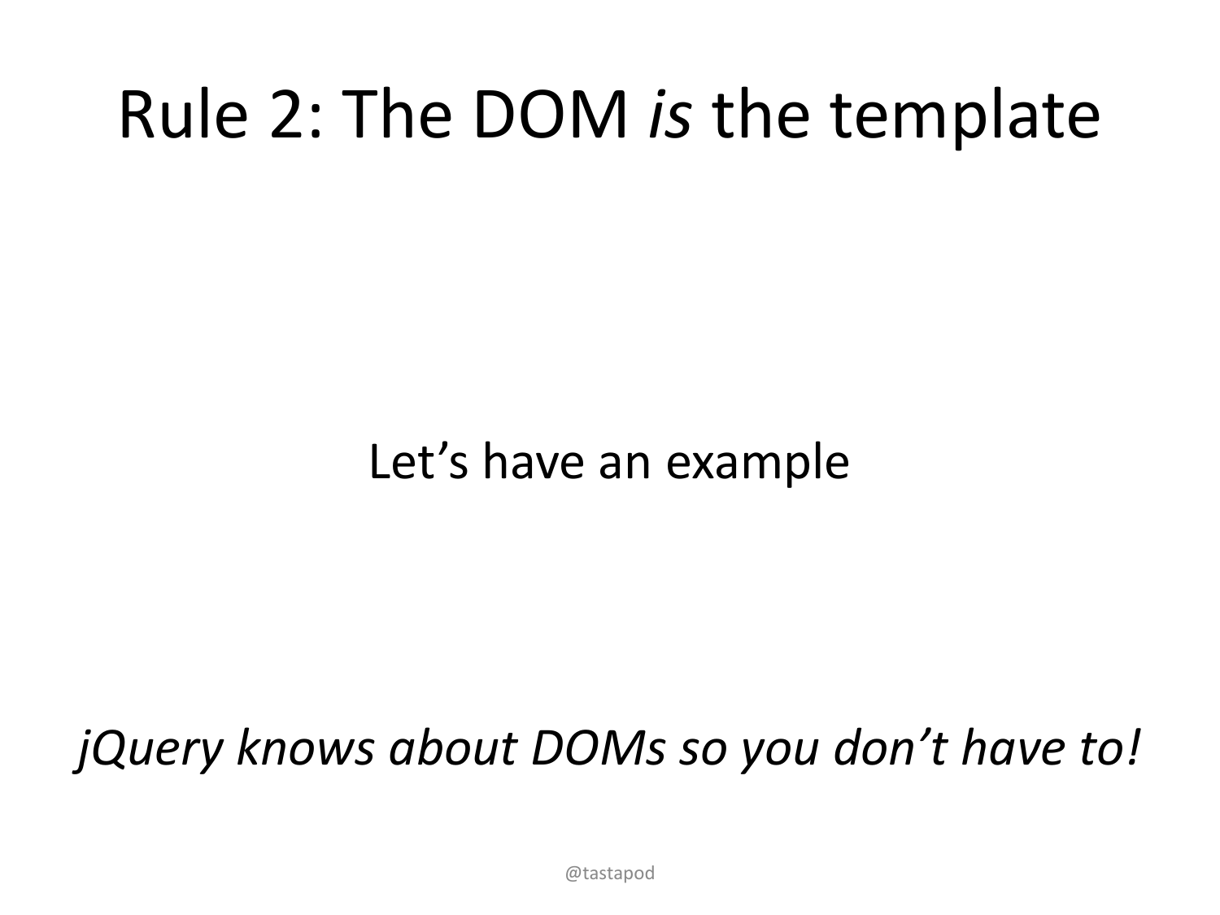# Rule 2: The DOM *is* the template

Let's have an example

*jQuery knows about DOMs so you don't have to!*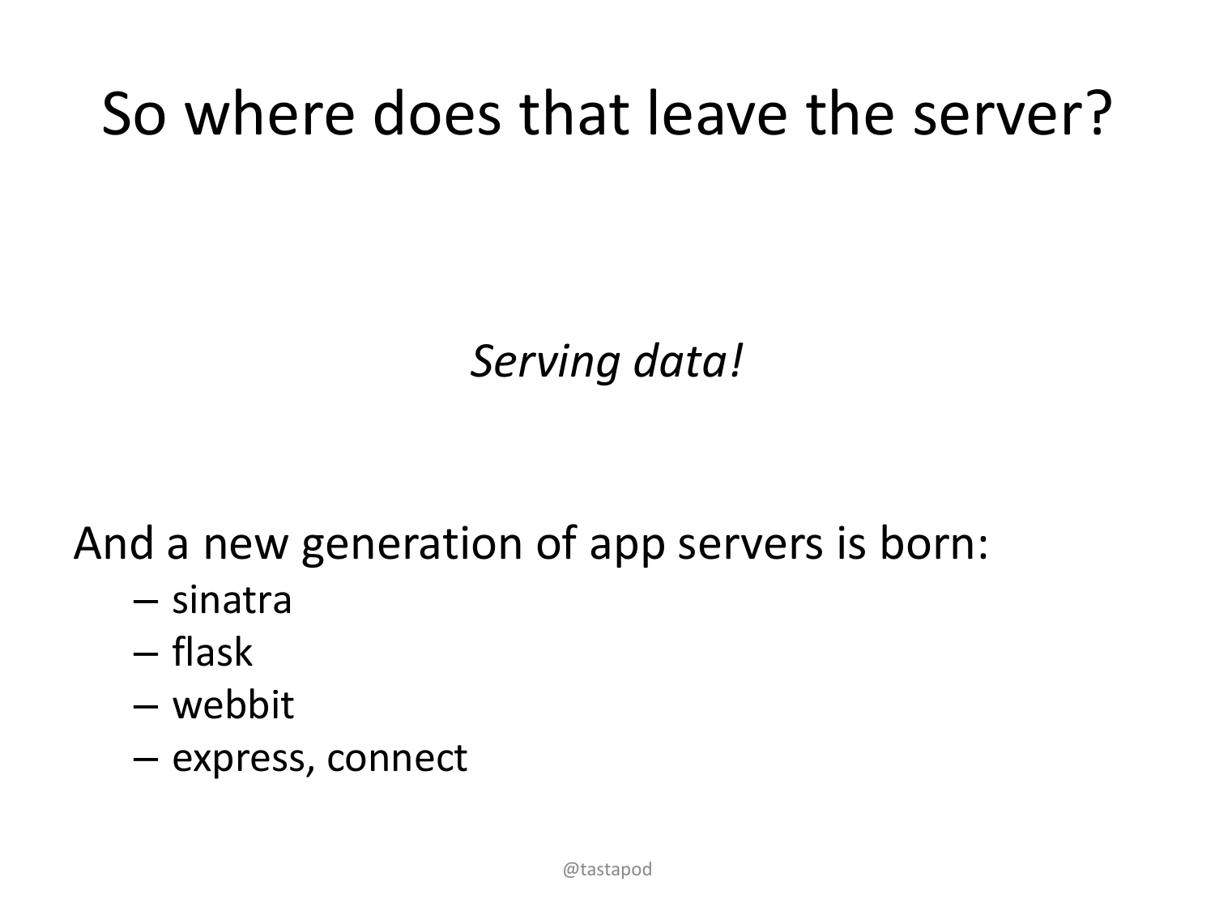# So where does that leave the server?

*Serving data!*

And a new generation of app servers is born:

- sinatra
- flask
- webbit
- express, connect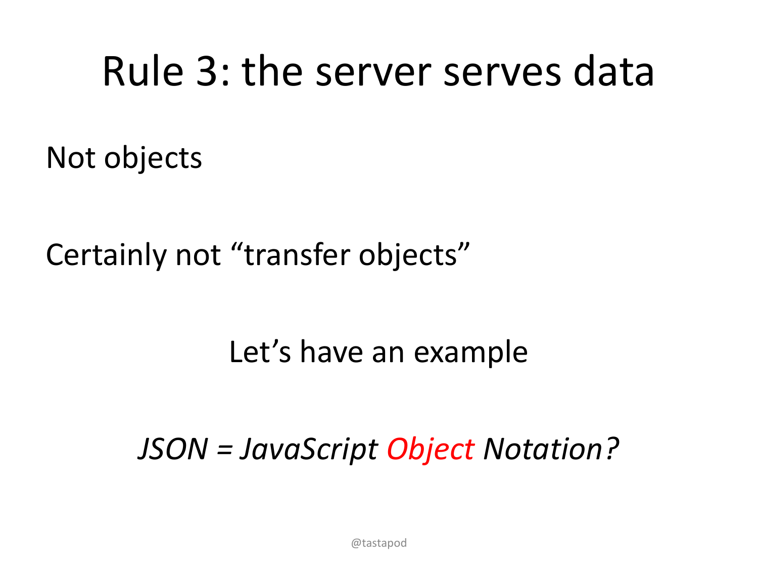# Rule 3: the server serves data

Not objects

Certainly not “transfer objects”

Let’s have an example

*JSON = JavaScript Object Notation?*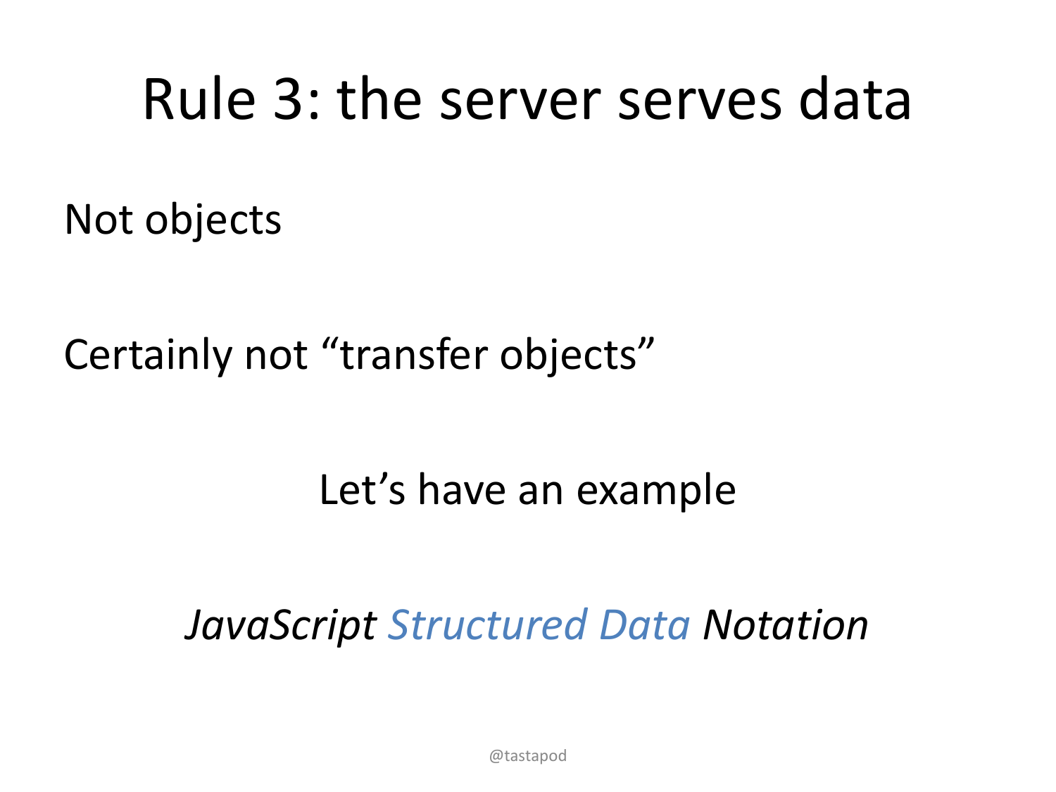# Rule 3: the server serves data

Not objects

Certainly not "transfer objects"

Let's have an example

*JavaScript Structured Data Notation*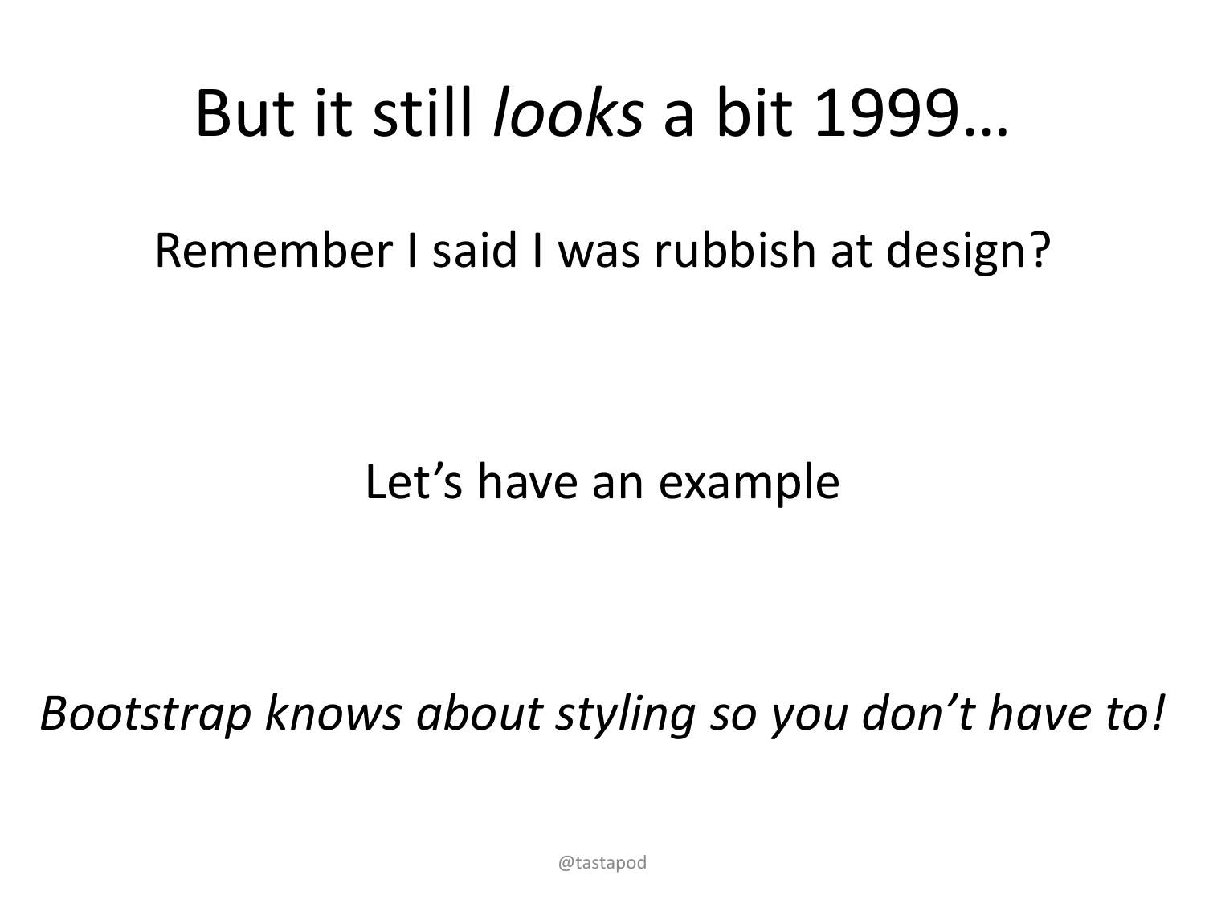# But it still *looks* a bit 1999…

Remember I said I was rubbish at design?

Let's have an example

*Bootstrap knows about styling so you don't have to!*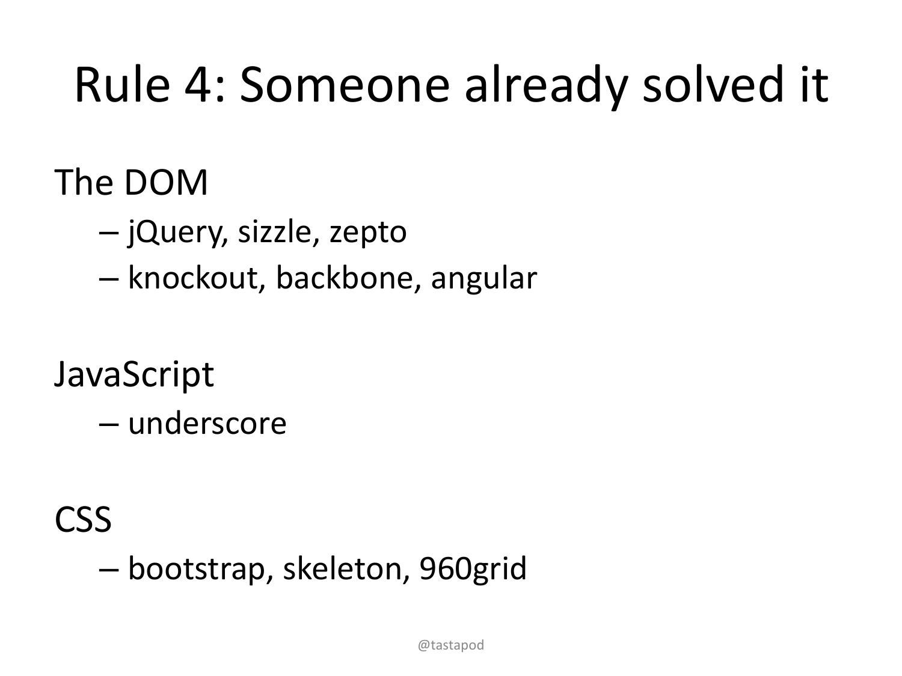# Rule 4: Someone already solved it

The DOM

- jQuery, sizzle, zepto
- knockout, backbone, angular

JavaScript

- underscore

CSS

- bootstrap, skeleton, 960grid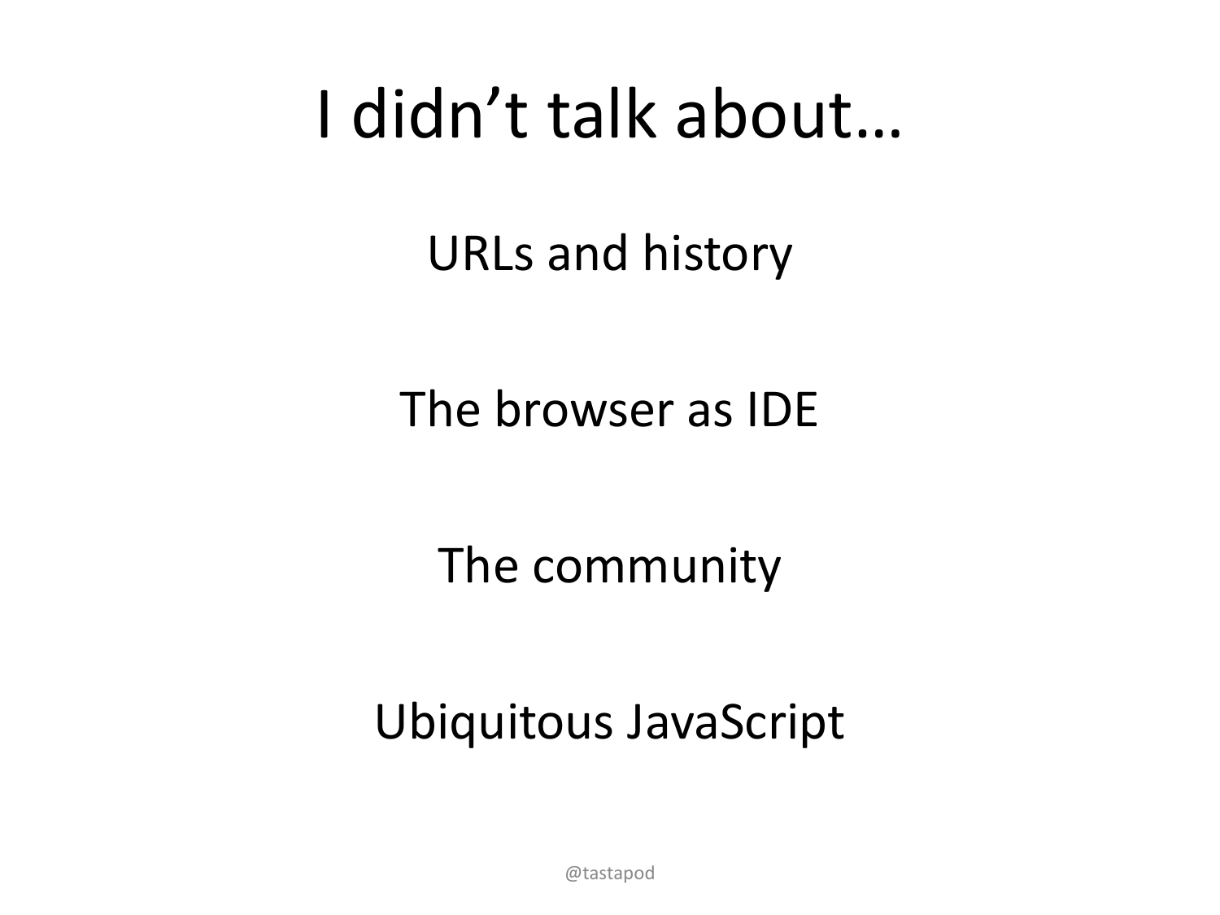# I didn't talk about…

URLs and history

The browser as IDE

The community

Ubiquitous JavaScript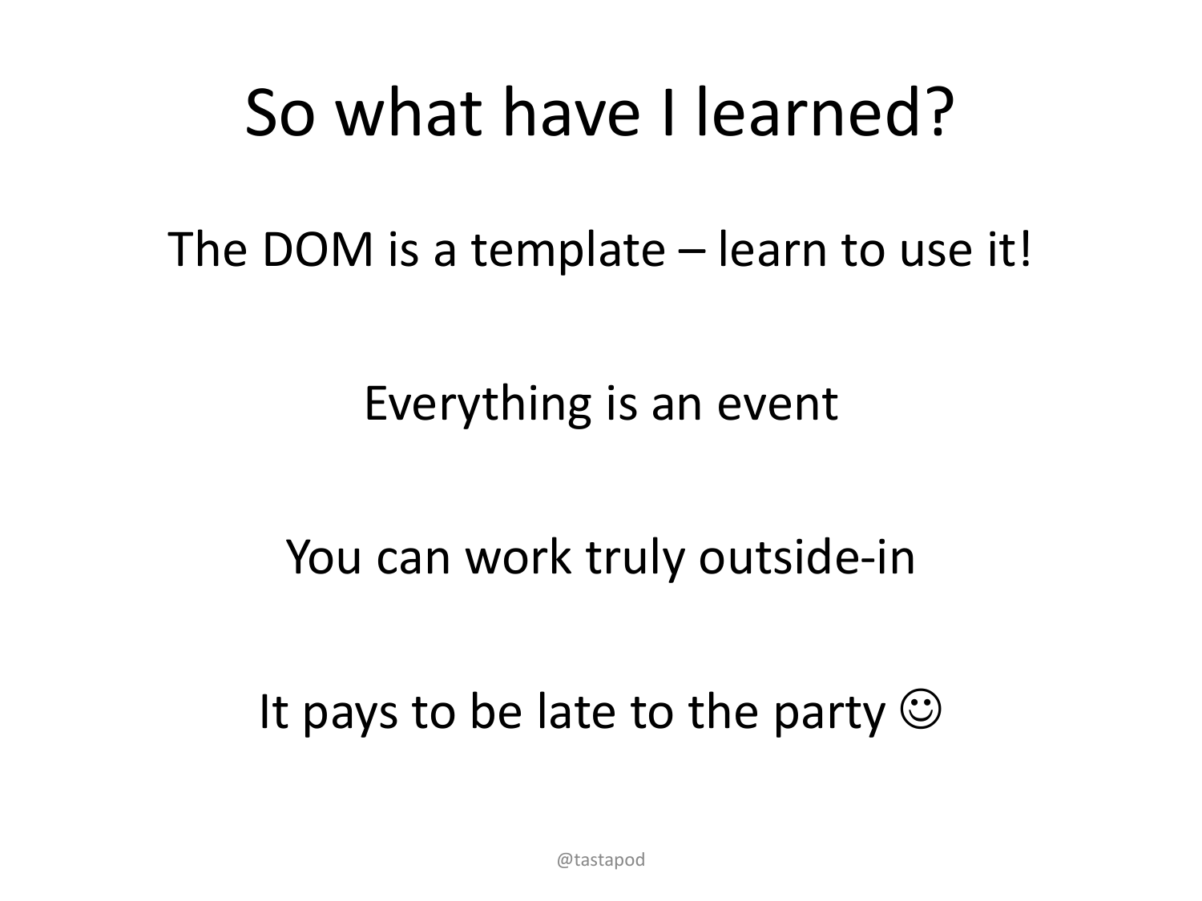# So what have I learned?

The DOM is a template – learn to use it!

Everything is an event

You can work truly outside-in

It pays to be late to the party ☺

@tastapod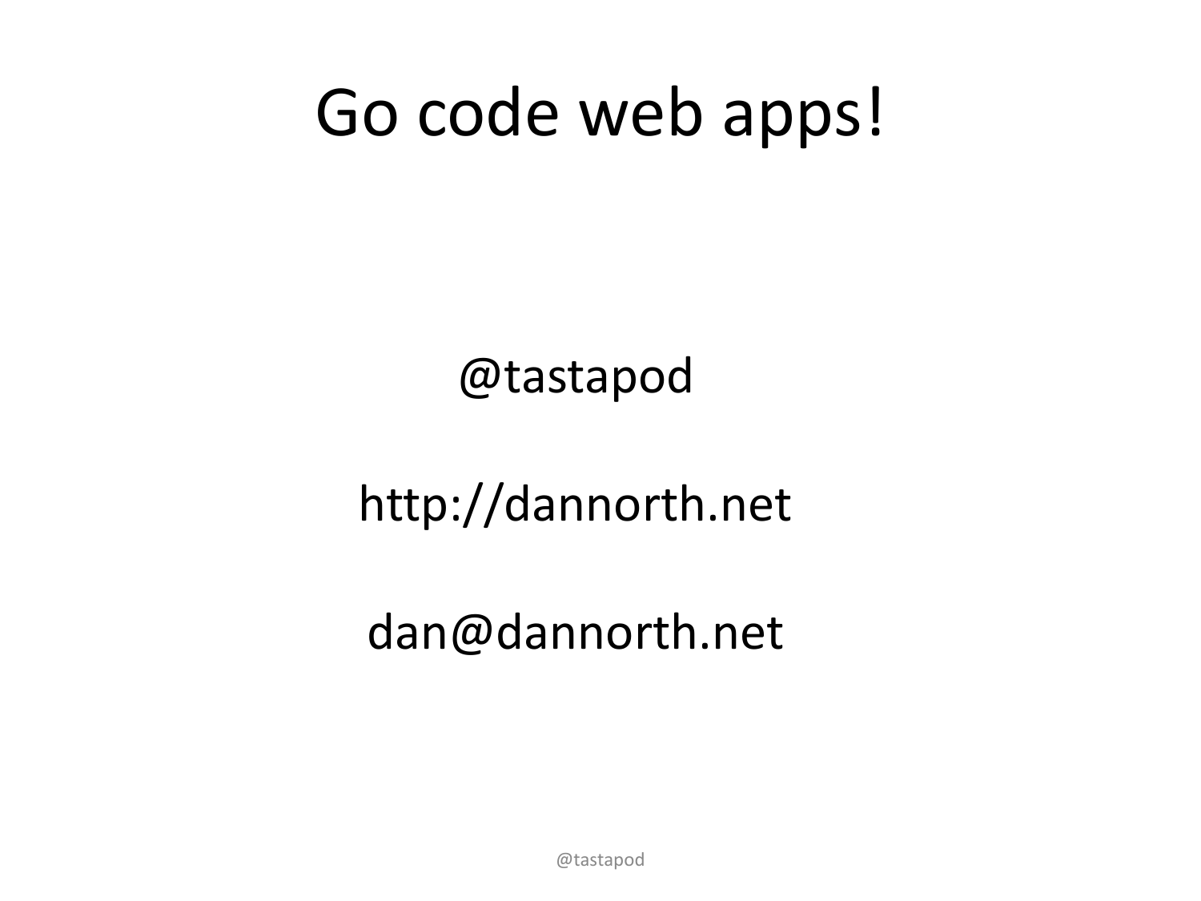# Go code web apps!

@tastapod

http://dannorth.net

dan@dannorth.net